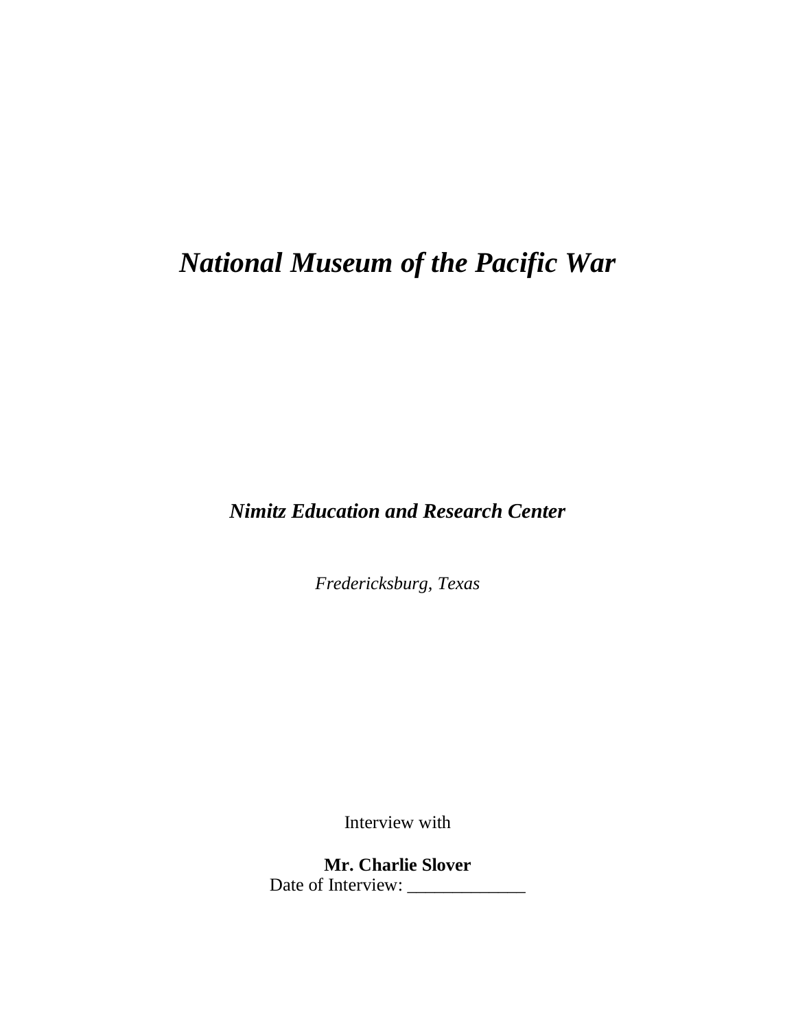# *National Museum of the Pacific War*

***Nimitz Education and Research Center***

*Fredericksburg, Texas*

Interview with

**Mr. Charlie Slover**

Date of Interview: _____________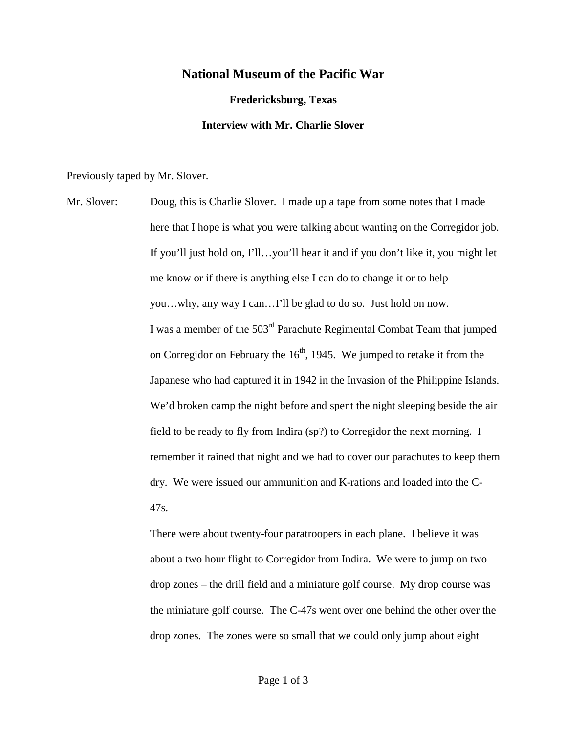# National Museum of the Pacific War

**Fredericksburg, Texas**

**Interview with Mr. Charlie Slover**

Previously taped by Mr. Slover.

Mr. Slover: Doug, this is Charlie Slover. I made up a tape from some notes that I made here that I hope is what you were talking about wanting on the Corregidor job. If you'll just hold on, I'll…you'll hear it and if you don't like it, you might let me know or if there is anything else I can do to change it or to help you…why, any way I can…I'll be glad to do so. Just hold on now.

I was a member of the 503rd Parachute Regimental Combat Team that jumped on Corregidor on February the 16th, 1945. We jumped to retake it from the Japanese who had captured it in 1942 in the Invasion of the Philippine Islands. We'd broken camp the night before and spent the night sleeping beside the air field to be ready to fly from Indira (sp?) to Corregidor the next morning. I remember it rained that night and we had to cover our parachutes to keep them dry. We were issued our ammunition and K-rations and loaded into the C-47s.

There were about twenty-four paratroopers in each plane. I believe it was about a two hour flight to Corregidor from Indira. We were to jump on two drop zones – the drill field and a miniature golf course. My drop course was the miniature golf course. The C-47s went over one behind the other over the drop zones. The zones were so small that we could only jump about eight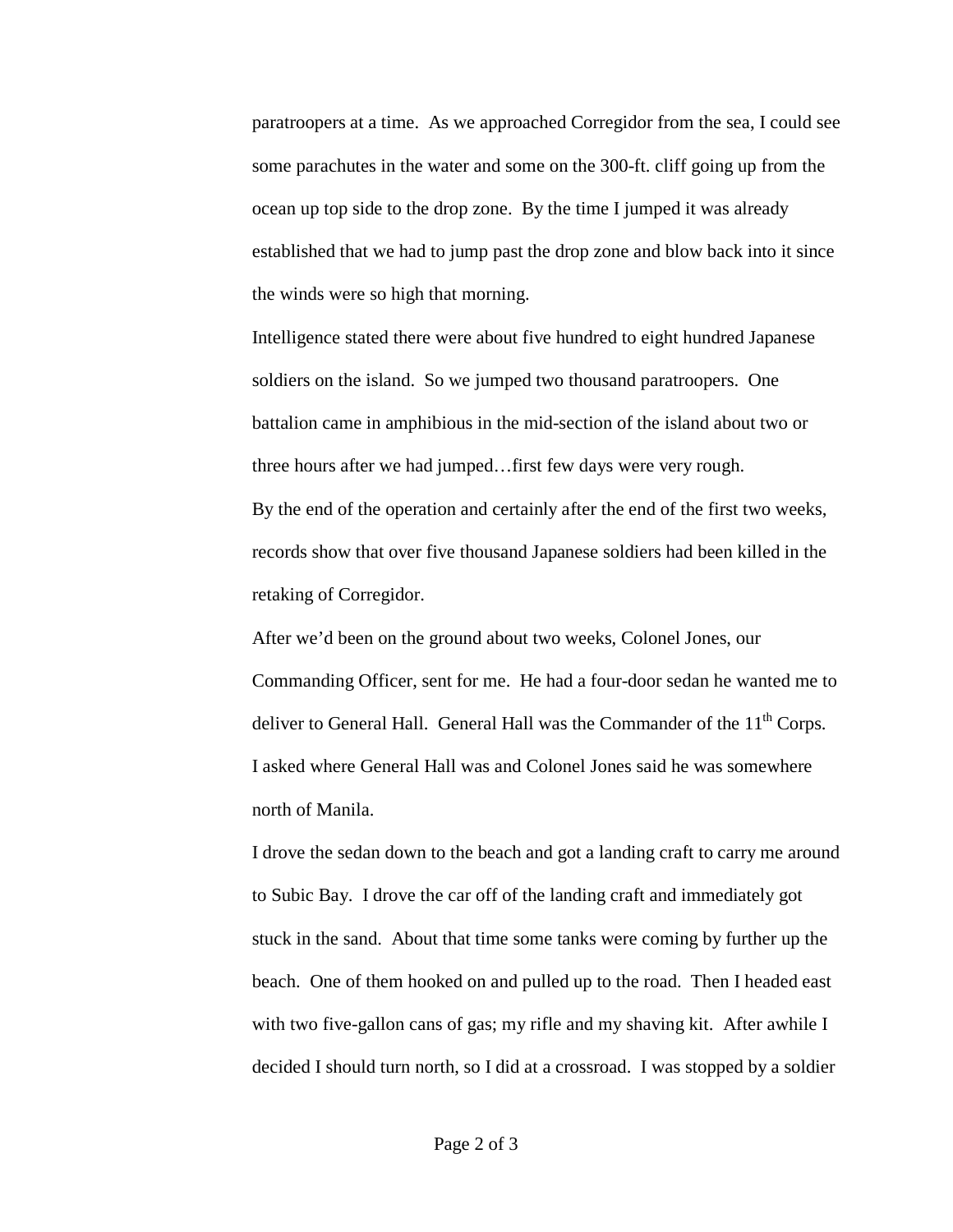paratroopers at a time. As we approached Corregidor from the sea, I could see some parachutes in the water and some on the 300-ft. cliff going up from the ocean up top side to the drop zone. By the time I jumped it was already established that we had to jump past the drop zone and blow back into it since the winds were so high that morning.

Intelligence stated there were about five hundred to eight hundred Japanese soldiers on the island. So we jumped two thousand paratroopers. One battalion came in amphibious in the mid-section of the island about two or three hours after we had jumped…first few days were very rough.

By the end of the operation and certainly after the end of the first two weeks, records show that over five thousand Japanese soldiers had been killed in the retaking of Corregidor.

After we'd been on the ground about two weeks, Colonel Jones, our Commanding Officer, sent for me. He had a four-door sedan he wanted me to deliver to General Hall. General Hall was the Commander of the 11th Corps. I asked where General Hall was and Colonel Jones said he was somewhere north of Manila.

I drove the sedan down to the beach and got a landing craft to carry me around to Subic Bay. I drove the car off of the landing craft and immediately got stuck in the sand. About that time some tanks were coming by further up the beach. One of them hooked on and pulled up to the road. Then I headed east with two five-gallon cans of gas; my rifle and my shaving kit. After awhile I decided I should turn north, so I did at a crossroad. I was stopped by a soldier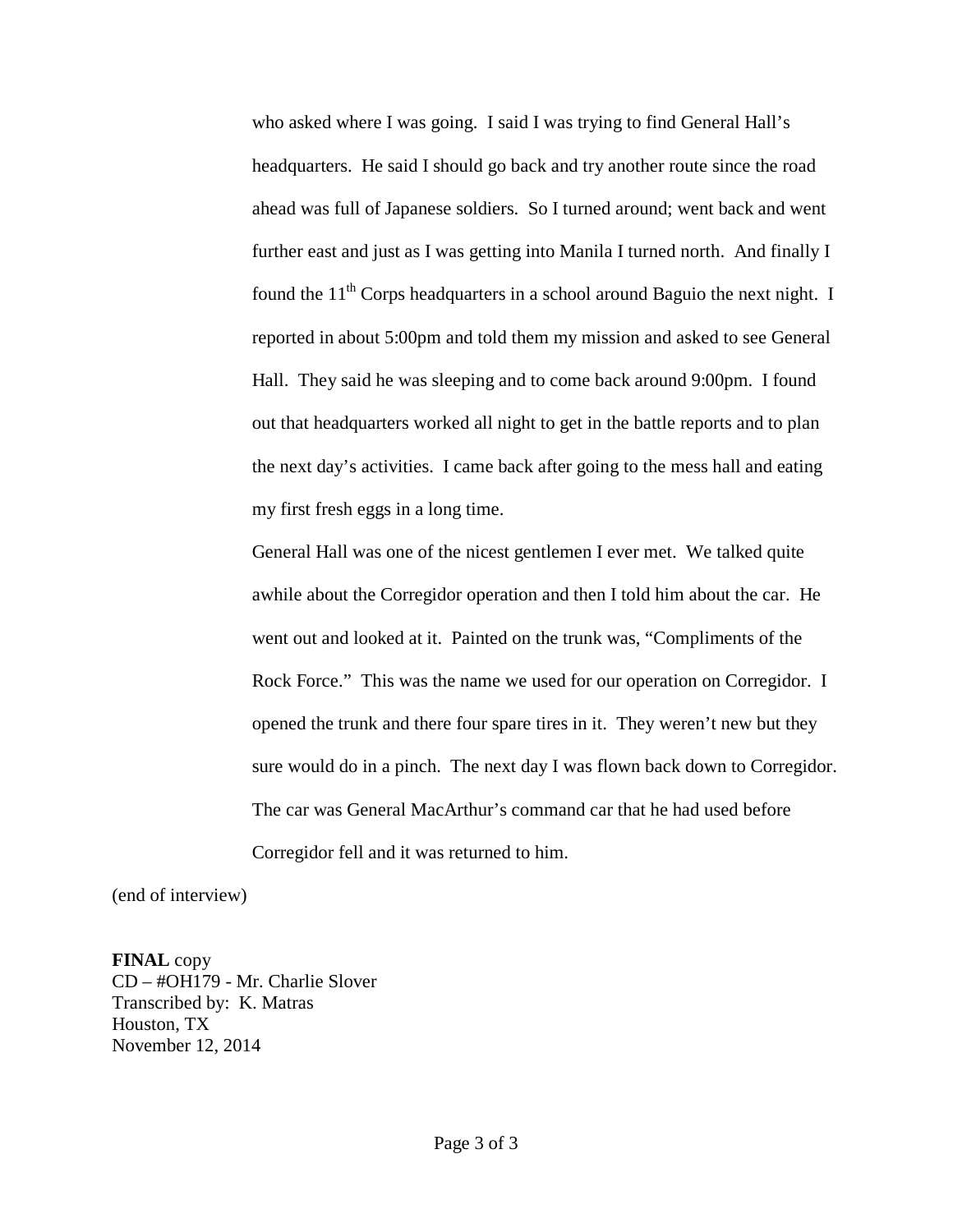who asked where I was going. I said I was trying to find General Hall's headquarters. He said I should go back and try another route since the road ahead was full of Japanese soldiers. So I turned around; went back and went further east and just as I was getting into Manila I turned north. And finally I found the 11th Corps headquarters in a school around Baguio the next night. I reported in about 5:00pm and told them my mission and asked to see General Hall. They said he was sleeping and to come back around 9:00pm. I found out that headquarters worked all night to get in the battle reports and to plan the next day's activities. I came back after going to the mess hall and eating my first fresh eggs in a long time.

General Hall was one of the nicest gentlemen I ever met. We talked quite awhile about the Corregidor operation and then I told him about the car. He went out and looked at it. Painted on the trunk was, "Compliments of the Rock Force." This was the name we used for our operation on Corregidor. I opened the trunk and there four spare tires in it. They weren't new but they sure would do in a pinch. The next day I was flown back down to Corregidor. The car was General MacArthur's command car that he had used before Corregidor fell and it was returned to him.

(end of interview)

**FINAL** copy
CD – #OH179 - Mr. Charlie Slover
Transcribed by: K. Matras
Houston, TX
November 12, 2014